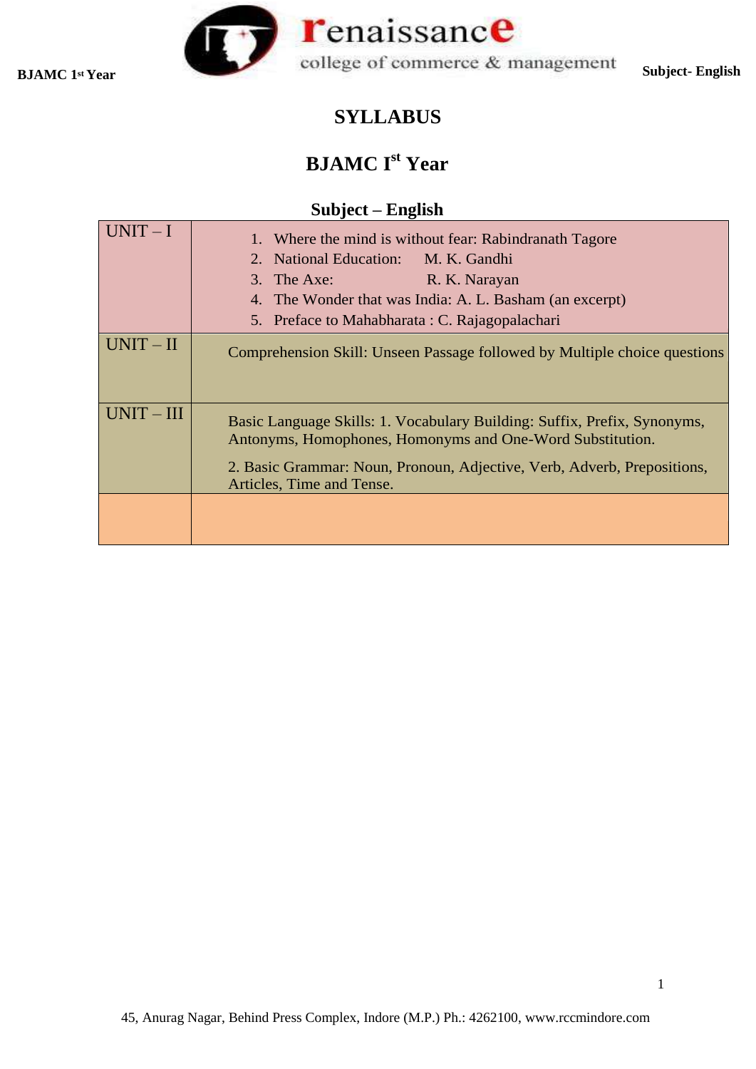# SYLLABUS

## BJAMC I^st Year

### Subject – English

| | |
|---|---|
| UNIT – I | 1. Where the mind is without fear: Rabindranath Tagore<br>2. National Education: M. K. Gandhi<br>3. The Axe: R. K. Narayan<br>4. The Wonder that was India: A. L. Basham (an excerpt)<br>5. Preface to Mahabharata : C. Rajagopalachari |
| UNIT – II | Comprehension Skill: Unseen Passage followed by Multiple choice questions |
| UNIT – III | Basic Language Skills: 1. Vocabulary Building: Suffix, Prefix, Synonyms, Antonyms, Homophones, Homonyms and One-Word Substitution.<br>2. Basic Grammar: Noun, Pronoun, Adjective, Verb, Adverb, Prepositions, Articles, Time and Tense. |
| | |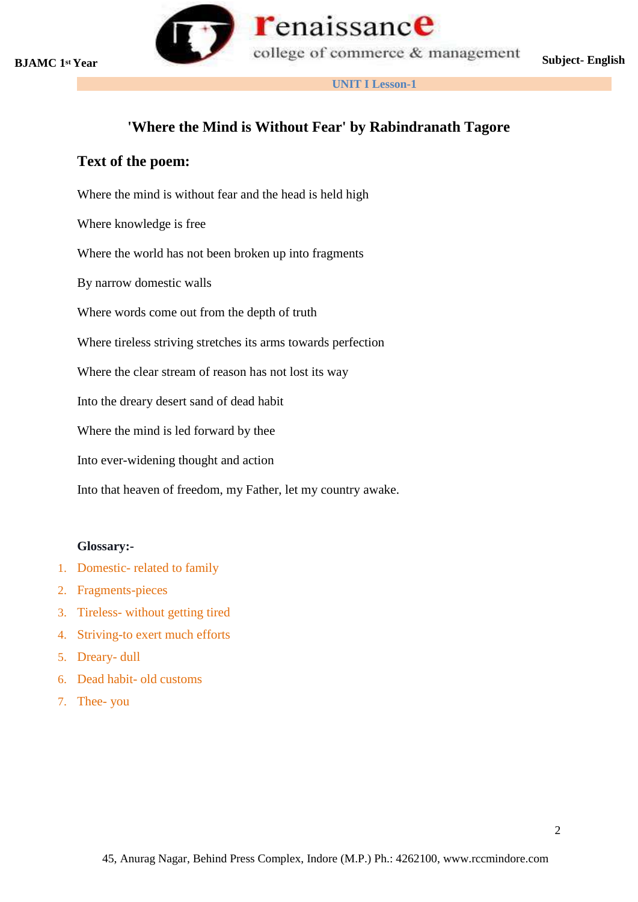**UNIT I Lesson-1**

# 'Where the Mind is Without Fear' by Rabindranath Tagore

## Text of the poem:

Where the mind is without fear and the head is held high

Where knowledge is free

Where the world has not been broken up into fragments

By narrow domestic walls

Where words come out from the depth of truth

Where tireless striving stretches its arms towards perfection

Where the clear stream of reason has not lost its way

Into the dreary desert sand of dead habit

Where the mind is led forward by thee

Into ever-widening thought and action

Into that heaven of freedom, my Father, let my country awake.

**Glossary:-**

1. Domestic- related to family
2. Fragments-pieces
3. Tireless- without getting tired
4. Striving-to exert much efforts
5. Dreary- dull
6. Dead habit- old customs
7. Thee- you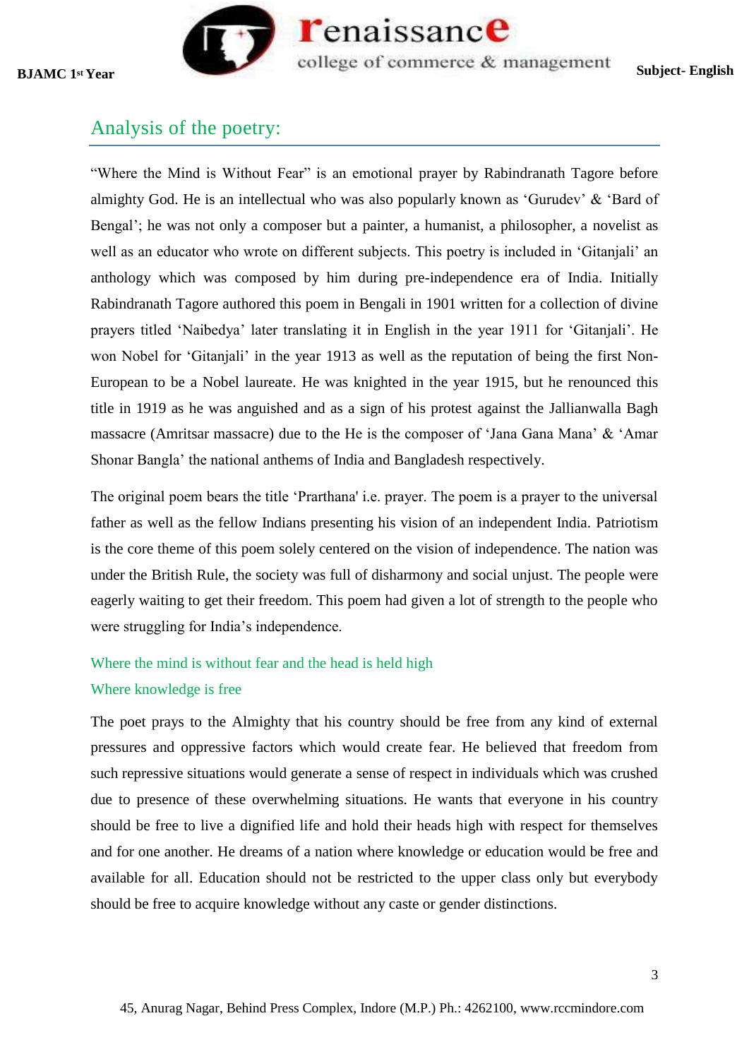## Analysis of the poetry:

"Where the Mind is Without Fear" is an emotional prayer by Rabindranath Tagore before almighty God. He is an intellectual who was also popularly known as 'Gurudev' & 'Bard of Bengal'; he was not only a composer but a painter, a humanist, a philosopher, a novelist as well as an educator who wrote on different subjects. This poetry is included in 'Gitanjali' an anthology which was composed by him during pre-independence era of India. Initially Rabindranath Tagore authored this poem in Bengali in 1901 written for a collection of divine prayers titled 'Naibedya' later translating it in English in the year 1911 for 'Gitanjali'. He won Nobel for 'Gitanjali' in the year 1913 as well as the reputation of being the first Non-European to be a Nobel laureate. He was knighted in the year 1915, but he renounced this title in 1919 as he was anguished and as a sign of his protest against the Jallianwalla Bagh massacre (Amritsar massacre) due to the He is the composer of 'Jana Gana Mana' & 'Amar Shonar Bangla' the national anthems of India and Bangladesh respectively.

The original poem bears the title 'Prarthana' i.e. prayer. The poem is a prayer to the universal father as well as the fellow Indians presenting his vision of an independent India. Patriotism is the core theme of this poem solely centered on the vision of independence. The nation was under the British Rule, the society was full of disharmony and social unjust. The people were eagerly waiting to get their freedom. This poem had given a lot of strength to the people who were struggling for India's independence.

Where the mind is without fear and the head is held high  
Where knowledge is free

The poet prays to the Almighty that his country should be free from any kind of external pressures and oppressive factors which would create fear. He believed that freedom from such repressive situations would generate a sense of respect in individuals which was crushed due to presence of these overwhelming situations. He wants that everyone in his country should be free to live a dignified life and hold their heads high with respect for themselves and for one another. He dreams of a nation where knowledge or education would be free and available for all. Education should not be restricted to the upper class only but everybody should be free to acquire knowledge without any caste or gender distinctions.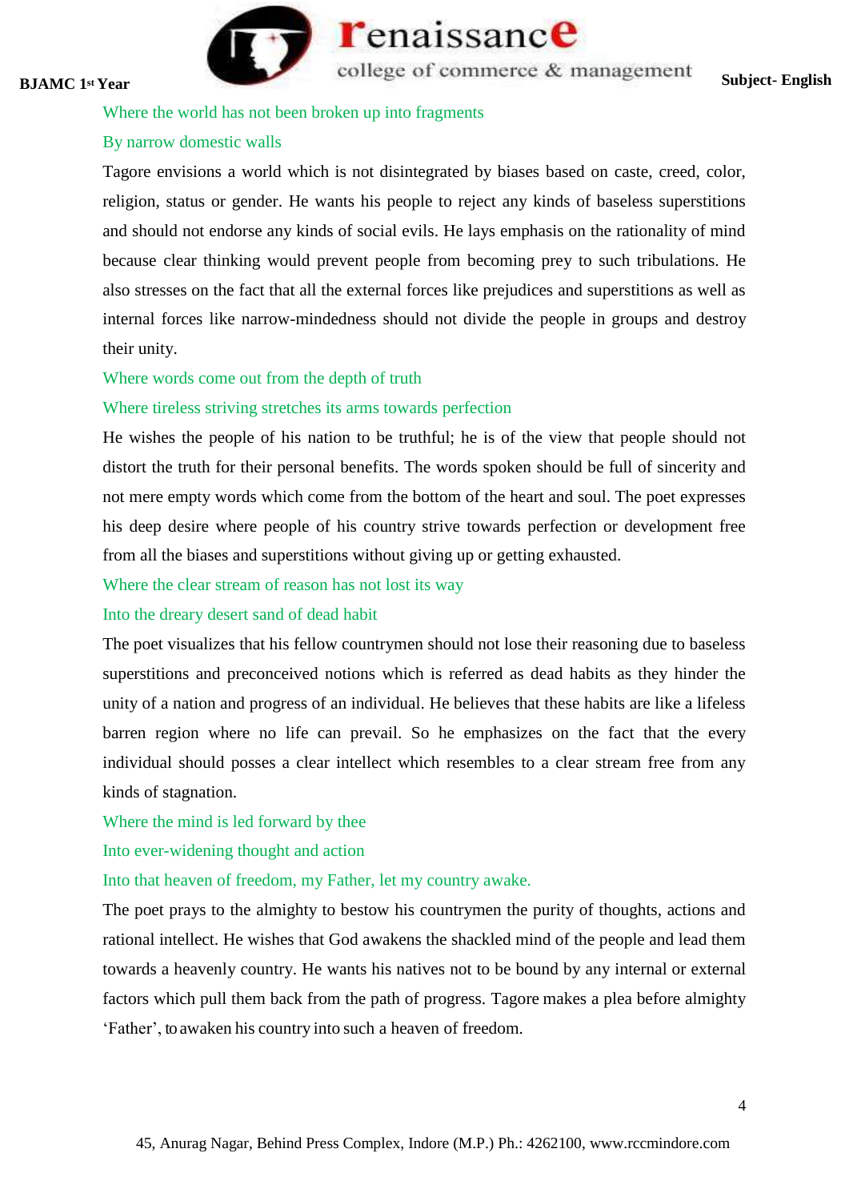Where the world has not been broken up into fragments

By narrow domestic walls

Tagore envisions a world which is not disintegrated by biases based on caste, creed, color, religion, status or gender. He wants his people to reject any kinds of baseless superstitions and should not endorse any kinds of social evils. He lays emphasis on the rationality of mind because clear thinking would prevent people from becoming prey to such tribulations. He also stresses on the fact that all the external forces like prejudices and superstitions as well as internal forces like narrow-mindedness should not divide the people in groups and destroy their unity.

Where words come out from the depth of truth

Where tireless striving stretches its arms towards perfection

He wishes the people of his nation to be truthful; he is of the view that people should not distort the truth for their personal benefits. The words spoken should be full of sincerity and not mere empty words which come from the bottom of the heart and soul. The poet expresses his deep desire where people of his country strive towards perfection or development free from all the biases and superstitions without giving up or getting exhausted.

Where the clear stream of reason has not lost its way

Into the dreary desert sand of dead habit

The poet visualizes that his fellow countrymen should not lose their reasoning due to baseless superstitions and preconceived notions which is referred as dead habits as they hinder the unity of a nation and progress of an individual. He believes that these habits are like a lifeless barren region where no life can prevail. So he emphasizes on the fact that the every individual should posses a clear intellect which resembles to a clear stream free from any kinds of stagnation.

Where the mind is led forward by thee

Into ever-widening thought and action

Into that heaven of freedom, my Father, let my country awake.

The poet prays to the almighty to bestow his countrymen the purity of thoughts, actions and rational intellect. He wishes that God awakens the shackled mind of the people and lead them towards a heavenly country. He wants his natives not to be bound by any internal or external factors which pull them back from the path of progress. Tagore makes a plea before almighty 'Father', to awaken his country into such a heaven of freedom.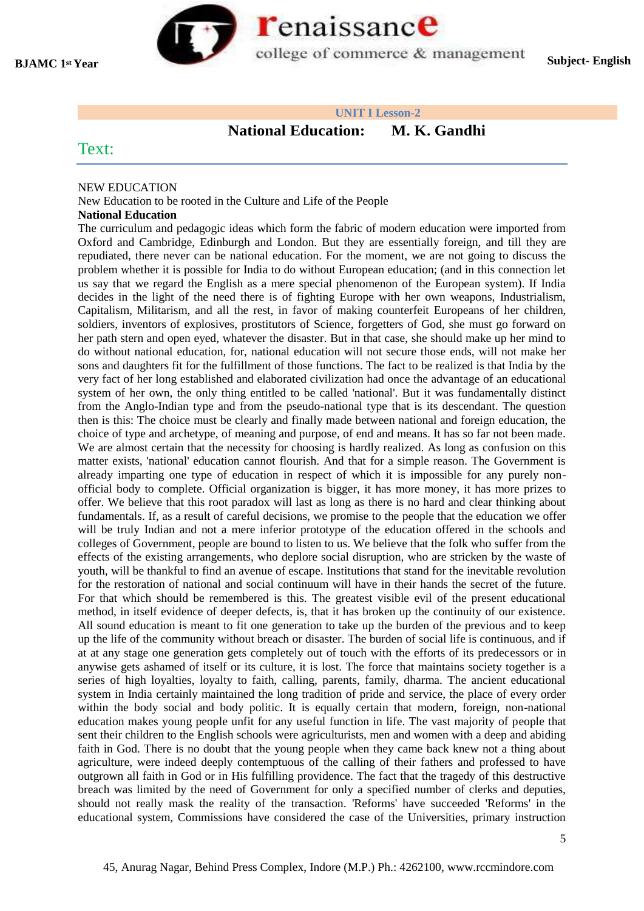UNIT I Lesson-2

# National Education: M. K. Gandhi

## Text:

NEW EDUCATION

New Education to be rooted in the Culture and Life of the People

**National Education**

The curriculum and pedagogic ideas which form the fabric of modern education were imported from Oxford and Cambridge, Edinburgh and London. But they are essentially foreign, and till they are repudiated, there never can be national education. For the moment, we are not going to discuss the problem whether it is possible for India to do without European education; (and in this connection let us say that we regard the English as a mere special phenomenon of the European system). If India decides in the light of the need there is of fighting Europe with her own weapons, Industrialism, Capitalism, Militarism, and all the rest, in favor of making counterfeit Europeans of her children, soldiers, inventors of explosives, prostitutors of Science, forgetters of God, she must go forward on her path stern and open eyed, whatever the disaster. But in that case, she should make up her mind to do without national education, for, national education will not secure those ends, will not make her sons and daughters fit for the fulfillment of those functions. The fact to be realized is that India by the very fact of her long established and elaborated civilization had once the advantage of an educational system of her own, the only thing entitled to be called 'national'. But it was fundamentally distinct from the Anglo-Indian type and from the pseudo-national type that is its descendant. The question then is this: The choice must be clearly and finally made between national and foreign education, the choice of type and archetype, of meaning and purpose, of end and means. It has so far not been made. We are almost certain that the necessity for choosing is hardly realized. As long as confusion on this matter exists, 'national' education cannot flourish. And that for a simple reason. The Government is already imparting one type of education in respect of which it is impossible for any purely non-official body to complete. Official organization is bigger, it has more money, it has more prizes to offer. We believe that this root paradox will last as long as there is no hard and clear thinking about fundamentals. If, as a result of careful decisions, we promise to the people that the education we offer will be truly Indian and not a mere inferior prototype of the education offered in the schools and colleges of Government, people are bound to listen to us. We believe that the folk who suffer from the effects of the existing arrangements, who deplore social disruption, who are stricken by the waste of youth, will be thankful to find an avenue of escape. Institutions that stand for the inevitable revolution for the restoration of national and social continuum will have in their hands the secret of the future. For that which should be remembered is this. The greatest visible evil of the present educational method, in itself evidence of deeper defects, is, that it has broken up the continuity of our existence. All sound education is meant to fit one generation to take up the burden of the previous and to keep up the life of the community without breach or disaster. The burden of social life is continuous, and if at at any stage one generation gets completely out of touch with the efforts of its predecessors or in anywise gets ashamed of itself or its culture, it is lost. The force that maintains society together is a series of high loyalties, loyalty to faith, calling, parents, family, dharma. The ancient educational system in India certainly maintained the long tradition of pride and service, the place of every order within the body social and body politic. It is equally certain that modern, foreign, non-national education makes young people unfit for any useful function in life. The vast majority of people that sent their children to the English schools were agriculturists, men and women with a deep and abiding faith in God. There is no doubt that the young people when they came back knew not a thing about agriculture, were indeed deeply contemptuous of the calling of their fathers and professed to have outgrown all faith in God or in His fulfilling providence. The fact that the tragedy of this destructive breach was limited by the need of Government for only a specified number of clerks and deputies, should not really mask the reality of the transaction. 'Reforms' have succeeded 'Reforms' in the educational system, Commissions have considered the case of the Universities, primary instruction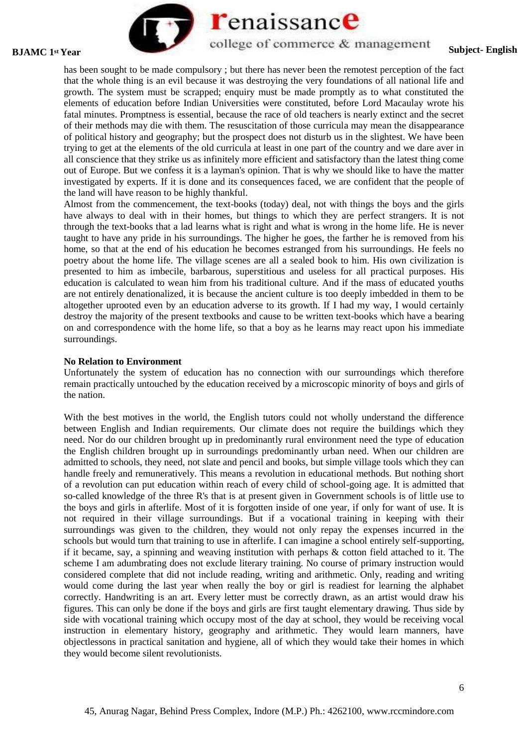has been sought to be made compulsory ; but there has never been the remotest perception of the fact that the whole thing is an evil because it was destroying the very foundations of all national life and growth. The system must be scrapped; enquiry must be made promptly as to what constituted the elements of education before Indian Universities were constituted, before Lord Macaulay wrote his fatal minutes. Promptness is essential, because the race of old teachers is nearly extinct and the secret of their methods may die with them. The resuscitation of those curricula may mean the disappearance of political history and geography; but the prospect does not disturb us in the slightest. We have been trying to get at the elements of the old curricula at least in one part of the country and we dare aver in all conscience that they strike us as infinitely more efficient and satisfactory than the latest thing come out of Europe. But we confess it is a layman's opinion. That is why we should like to have the matter investigated by experts. If it is done and its consequences faced, we are confident that the people of the land will have reason to be highly thankful.

Almost from the commencement, the text-books (today) deal, not with things the boys and the girls have always to deal with in their homes, but things to which they are perfect strangers. It is not through the text-books that a lad learns what is right and what is wrong in the home life. He is never taught to have any pride in his surroundings. The higher he goes, the farther he is removed from his home, so that at the end of his education he becomes estranged from his surroundings. He feels no poetry about the home life. The village scenes are all a sealed book to him. His own civilization is presented to him as imbecile, barbarous, superstitious and useless for all practical purposes. His education is calculated to wean him from his traditional culture. And if the mass of educated youths are not entirely denationalized, it is because the ancient culture is too deeply imbedded in them to be altogether uprooted even by an education adverse to its growth. If I had my way, I would certainly destroy the majority of the present textbooks and cause to be written text-books which have a bearing on and correspondence with the home life, so that a boy as he learns may react upon his immediate surroundings.

**No Relation to Environment**

Unfortunately the system of education has no connection with our surroundings which therefore remain practically untouched by the education received by a microscopic minority of boys and girls of the nation.

With the best motives in the world, the English tutors could not wholly understand the difference between English and Indian requirements. Our climate does not require the buildings which they need. Nor do our children brought up in predominantly rural environment need the type of education the English children brought up in surroundings predominantly urban need. When our children are admitted to schools, they need, not slate and pencil and books, but simple village tools which they can handle freely and remuneratively. This means a revolution in educational methods. But nothing short of a revolution can put education within reach of every child of school-going age. It is admitted that so-called knowledge of the three R's that is at present given in Government schools is of little use to the boys and girls in afterlife. Most of it is forgotten inside of one year, if only for want of use. It is not required in their village surroundings. But if a vocational training in keeping with their surroundings was given to the children, they would not only repay the expenses incurred in the schools but would turn that training to use in afterlife. I can imagine a school entirely self-supporting, if it became, say, a spinning and weaving institution with perhaps & cotton field attached to it. The scheme I am adumbrating does not exclude literary training. No course of primary instruction would considered complete that did not include reading, writing and arithmetic. Only, reading and writing would come during the last year when really the boy or girl is readiest for learning the alphabet correctly. Handwriting is an art. Every letter must be correctly drawn, as an artist would draw his figures. This can only be done if the boys and girls are first taught elementary drawing. Thus side by side with vocational training which occupy most of the day at school, they would be receiving vocal instruction in elementary history, geography and arithmetic. They would learn manners, have objectlessons in practical sanitation and hygiene, all of which they would take their homes in which they would become silent revolutionists.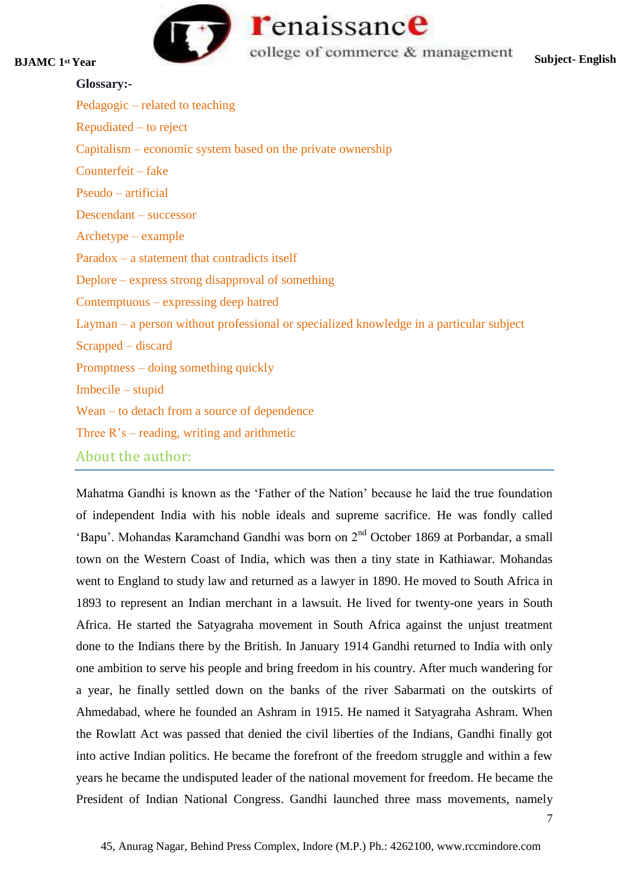**Glossary:-**

Pedagogic – related to teaching

Repudiated – to reject

Capitalism – economic system based on the private ownership

Counterfeit – fake

Pseudo – artificial

Descendant – successor

Archetype – example

Paradox – a statement that contradicts itself

Deplore – express strong disapproval of something

Contemptuous – expressing deep hatred

Layman – a person without professional or specialized knowledge in a particular subject

Scrapped – discard

Promptness – doing something quickly

Imbecile – stupid

Wean – to detach from a source of dependence

Three R's – reading, writing and arithmetic

## About the author:

Mahatma Gandhi is known as the 'Father of the Nation' because he laid the true foundation of independent India with his noble ideals and supreme sacrifice. He was fondly called 'Bapu'. Mohandas Karamchand Gandhi was born on 2nd October 1869 at Porbandar, a small town on the Western Coast of India, which was then a tiny state in Kathiawar. Mohandas went to England to study law and returned as a lawyer in 1890. He moved to South Africa in 1893 to represent an Indian merchant in a lawsuit. He lived for twenty-one years in South Africa. He started the Satyagraha movement in South Africa against the unjust treatment done to the Indians there by the British. In January 1914 Gandhi returned to India with only one ambition to serve his people and bring freedom in his country. After much wandering for a year, he finally settled down on the banks of the river Sabarmati on the outskirts of Ahmedabad, where he founded an Ashram in 1915. He named it Satyagraha Ashram. When the Rowlatt Act was passed that denied the civil liberties of the Indians, Gandhi finally got into active Indian politics. He became the forefront of the freedom struggle and within a few years he became the undisputed leader of the national movement for freedom. He became the President of Indian National Congress. Gandhi launched three mass movements, namely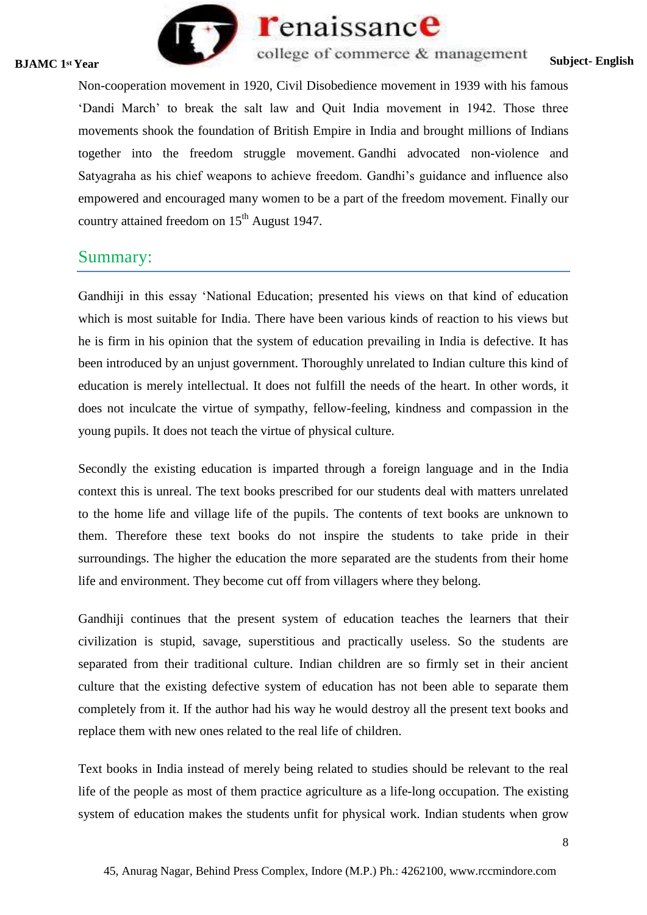Non-cooperation movement in 1920, Civil Disobedience movement in 1939 with his famous 'Dandi March' to break the salt law and Quit India movement in 1942. Those three movements shook the foundation of British Empire in India and brought millions of Indians together into the freedom struggle movement. Gandhi advocated non-violence and Satyagraha as his chief weapons to achieve freedom. Gandhi's guidance and influence also empowered and encouraged many women to be a part of the freedom movement. Finally our country attained freedom on 15th August 1947.

## Summary:

Gandhiji in this essay 'National Education; presented his views on that kind of education which is most suitable for India. There have been various kinds of reaction to his views but he is firm in his opinion that the system of education prevailing in India is defective. It has been introduced by an unjust government. Thoroughly unrelated to Indian culture this kind of education is merely intellectual. It does not fulfill the needs of the heart. In other words, it does not inculcate the virtue of sympathy, fellow-feeling, kindness and compassion in the young pupils. It does not teach the virtue of physical culture.

Secondly the existing education is imparted through a foreign language and in the India context this is unreal. The text books prescribed for our students deal with matters unrelated to the home life and village life of the pupils. The contents of text books are unknown to them. Therefore these text books do not inspire the students to take pride in their surroundings. The higher the education the more separated are the students from their home life and environment. They become cut off from villagers where they belong.

Gandhiji continues that the present system of education teaches the learners that their civilization is stupid, savage, superstitious and practically useless. So the students are separated from their traditional culture. Indian children are so firmly set in their ancient culture that the existing defective system of education has not been able to separate them completely from it. If the author had his way he would destroy all the present text books and replace them with new ones related to the real life of children.

Text books in India instead of merely being related to studies should be relevant to the real life of the people as most of them practice agriculture as a life-long occupation. The existing system of education makes the students unfit for physical work. Indian students when grow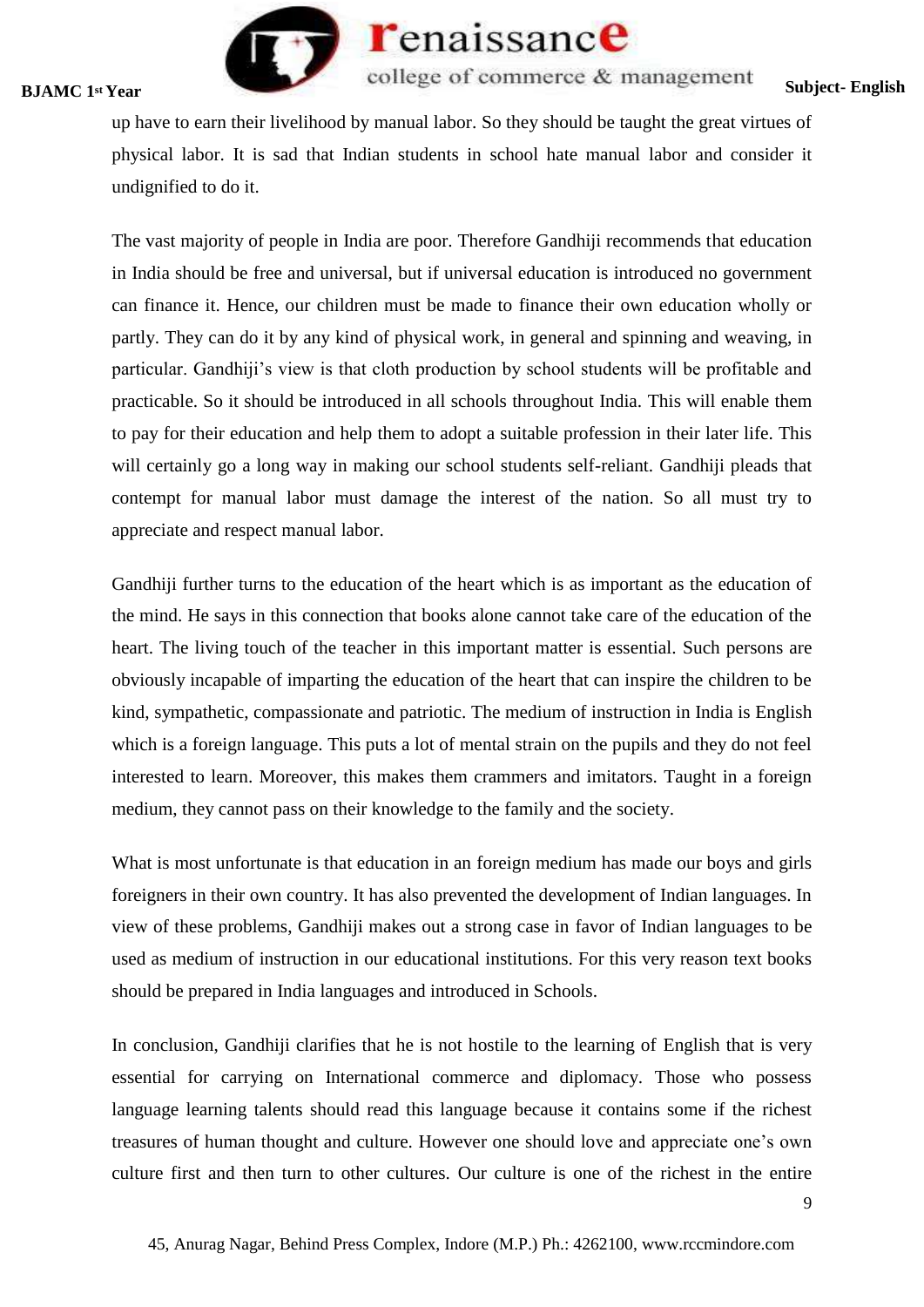up have to earn their livelihood by manual labor. So they should be taught the great virtues of physical labor. It is sad that Indian students in school hate manual labor and consider it undignified to do it.

The vast majority of people in India are poor. Therefore Gandhiji recommends that education in India should be free and universal, but if universal education is introduced no government can finance it. Hence, our children must be made to finance their own education wholly or partly. They can do it by any kind of physical work, in general and spinning and weaving, in particular. Gandhiji's view is that cloth production by school students will be profitable and practicable. So it should be introduced in all schools throughout India. This will enable them to pay for their education and help them to adopt a suitable profession in their later life. This will certainly go a long way in making our school students self-reliant. Gandhiji pleads that contempt for manual labor must damage the interest of the nation. So all must try to appreciate and respect manual labor.

Gandhiji further turns to the education of the heart which is as important as the education of the mind. He says in this connection that books alone cannot take care of the education of the heart. The living touch of the teacher in this important matter is essential. Such persons are obviously incapable of imparting the education of the heart that can inspire the children to be kind, sympathetic, compassionate and patriotic. The medium of instruction in India is English which is a foreign language. This puts a lot of mental strain on the pupils and they do not feel interested to learn. Moreover, this makes them crammers and imitators. Taught in a foreign medium, they cannot pass on their knowledge to the family and the society.

What is most unfortunate is that education in an foreign medium has made our boys and girls foreigners in their own country. It has also prevented the development of Indian languages. In view of these problems, Gandhiji makes out a strong case in favor of Indian languages to be used as medium of instruction in our educational institutions. For this very reason text books should be prepared in India languages and introduced in Schools.

In conclusion, Gandhiji clarifies that he is not hostile to the learning of English that is very essential for carrying on International commerce and diplomacy. Those who possess language learning talents should read this language because it contains some if the richest treasures of human thought and culture. However one should love and appreciate one's own culture first and then turn to other cultures. Our culture is one of the richest in the entire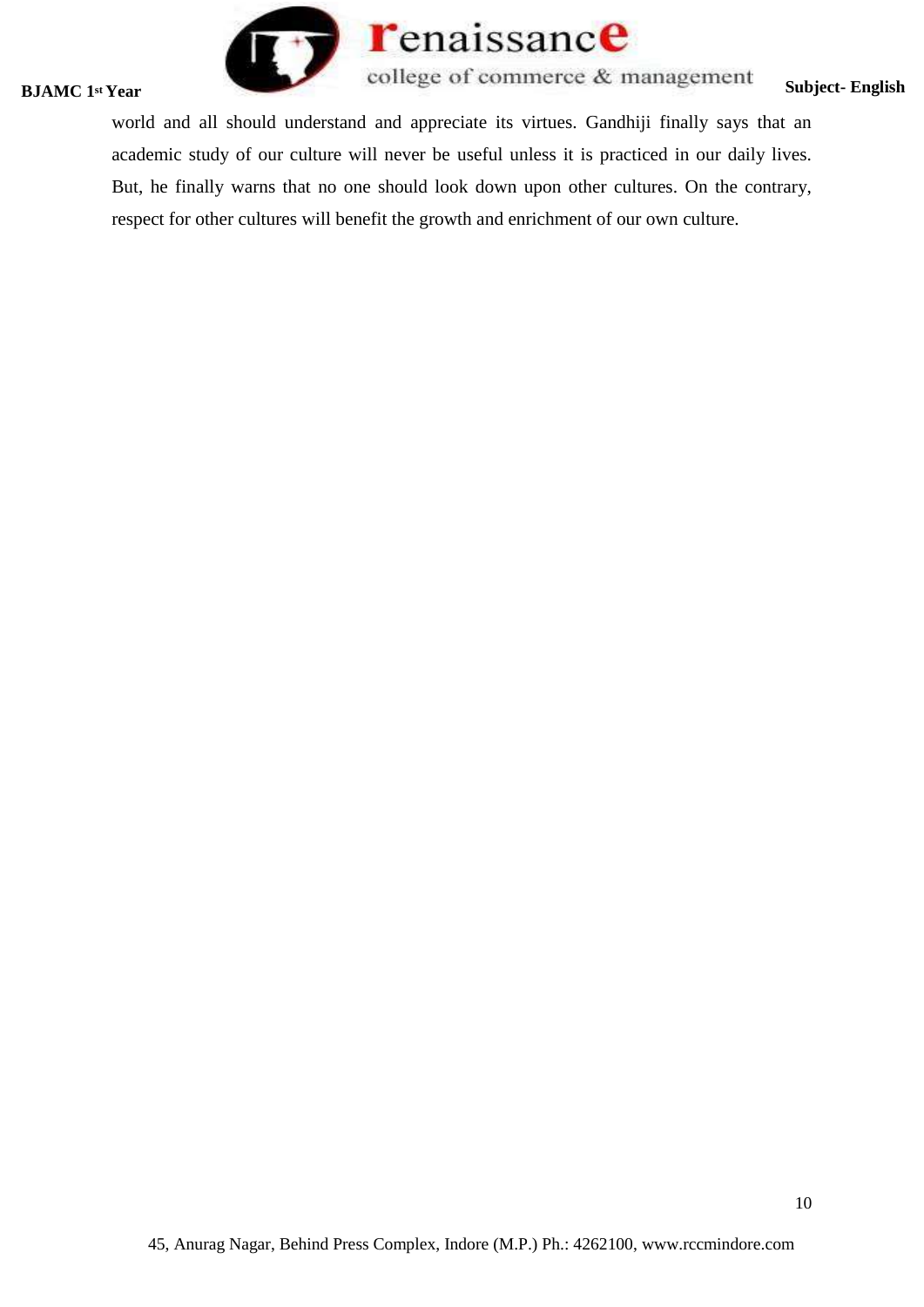world and all should understand and appreciate its virtues. Gandhiji finally says that an academic study of our culture will never be useful unless it is practiced in our daily lives. But, he finally warns that no one should look down upon other cultures. On the contrary, respect for other cultures will benefit the growth and enrichment of our own culture.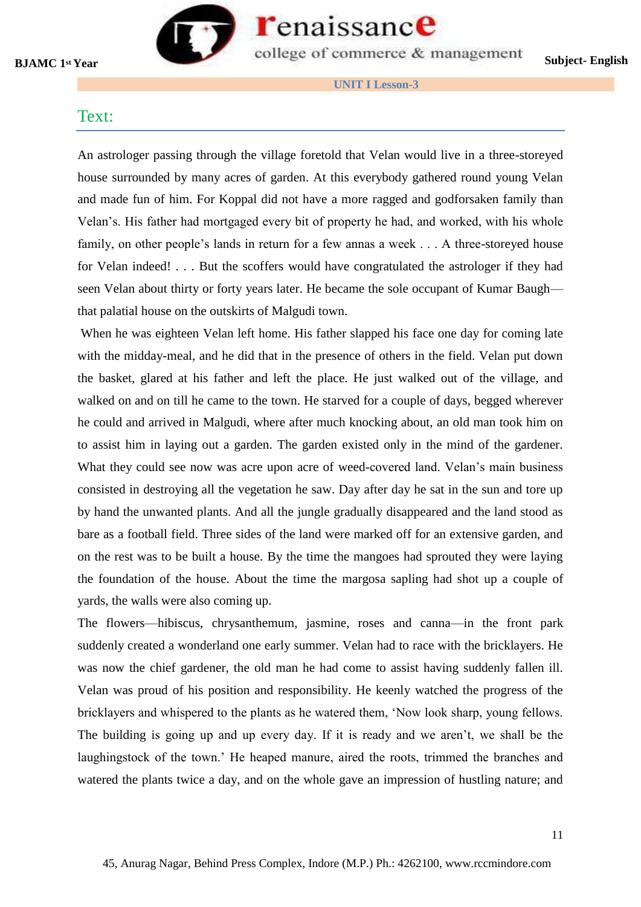UNIT I Lesson-3

## Text:

An astrologer passing through the village foretold that Velan would live in a three-storeyed house surrounded by many acres of garden. At this everybody gathered round young Velan and made fun of him. For Koppal did not have a more ragged and godforsaken family than Velan's. His father had mortgaged every bit of property he had, and worked, with his whole family, on other people's lands in return for a few annas a week . . . A three-storeyed house for Velan indeed! . . . But the scoffers would have congratulated the astrologer if they had seen Velan about thirty or forty years later. He became the sole occupant of Kumar Baugh—that palatial house on the outskirts of Malgudi town.

When he was eighteen Velan left home. His father slapped his face one day for coming late with the midday-meal, and he did that in the presence of others in the field. Velan put down the basket, glared at his father and left the place. He just walked out of the village, and walked on and on till he came to the town. He starved for a couple of days, begged wherever he could and arrived in Malgudi, where after much knocking about, an old man took him on to assist him in laying out a garden. The garden existed only in the mind of the gardener. What they could see now was acre upon acre of weed-covered land. Velan's main business consisted in destroying all the vegetation he saw. Day after day he sat in the sun and tore up by hand the unwanted plants. And all the jungle gradually disappeared and the land stood as bare as a football field. Three sides of the land were marked off for an extensive garden, and on the rest was to be built a house. By the time the mangoes had sprouted they were laying the foundation of the house. About the time the margosa sapling had shot up a couple of yards, the walls were also coming up.

The flowers—hibiscus, chrysanthemum, jasmine, roses and canna—in the front park suddenly created a wonderland one early summer. Velan had to race with the bricklayers. He was now the chief gardener, the old man he had come to assist having suddenly fallen ill. Velan was proud of his position and responsibility. He keenly watched the progress of the bricklayers and whispered to the plants as he watered them, 'Now look sharp, young fellows. The building is going up and up every day. If it is ready and we aren't, we shall be the laughingstock of the town.' He heaped manure, aired the roots, trimmed the branches and watered the plants twice a day, and on the whole gave an impression of hustling nature; and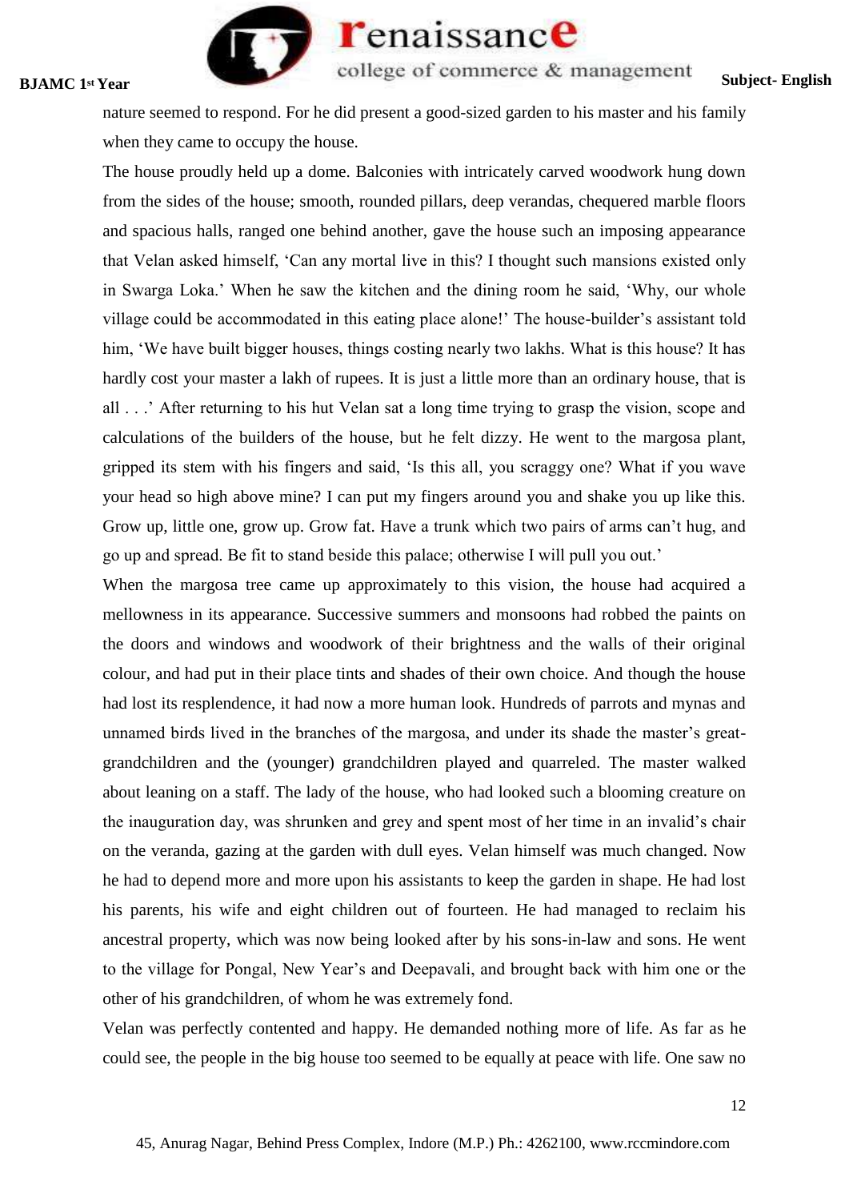nature seemed to respond. For he did present a good-sized garden to his master and his family when they came to occupy the house.

The house proudly held up a dome. Balconies with intricately carved woodwork hung down from the sides of the house; smooth, rounded pillars, deep verandas, chequered marble floors and spacious halls, ranged one behind another, gave the house such an imposing appearance that Velan asked himself, 'Can any mortal live in this? I thought such mansions existed only in Swarga Loka.' When he saw the kitchen and the dining room he said, 'Why, our whole village could be accommodated in this eating place alone!' The house-builder's assistant told him, 'We have built bigger houses, things costing nearly two lakhs. What is this house? It has hardly cost your master a lakh of rupees. It is just a little more than an ordinary house, that is all . . .' After returning to his hut Velan sat a long time trying to grasp the vision, scope and calculations of the builders of the house, but he felt dizzy. He went to the margosa plant, gripped its stem with his fingers and said, 'Is this all, you scraggy one? What if you wave your head so high above mine? I can put my fingers around you and shake you up like this. Grow up, little one, grow up. Grow fat. Have a trunk which two pairs of arms can't hug, and go up and spread. Be fit to stand beside this palace; otherwise I will pull you out.'

When the margosa tree came up approximately to this vision, the house had acquired a mellowness in its appearance. Successive summers and monsoons had robbed the paints on the doors and windows and woodwork of their brightness and the walls of their original colour, and had put in their place tints and shades of their own choice. And though the house had lost its resplendence, it had now a more human look. Hundreds of parrots and mynas and unnamed birds lived in the branches of the margosa, and under its shade the master's great-grandchildren and the (younger) grandchildren played and quarreled. The master walked about leaning on a staff. The lady of the house, who had looked such a blooming creature on the inauguration day, was shrunken and grey and spent most of her time in an invalid's chair on the veranda, gazing at the garden with dull eyes. Velan himself was much changed. Now he had to depend more and more upon his assistants to keep the garden in shape. He had lost his parents, his wife and eight children out of fourteen. He had managed to reclaim his ancestral property, which was now being looked after by his sons-in-law and sons. He went to the village for Pongal, New Year's and Deepavali, and brought back with him one or the other of his grandchildren, of whom he was extremely fond.

Velan was perfectly contented and happy. He demanded nothing more of life. As far as he could see, the people in the big house too seemed to be equally at peace with life. One saw no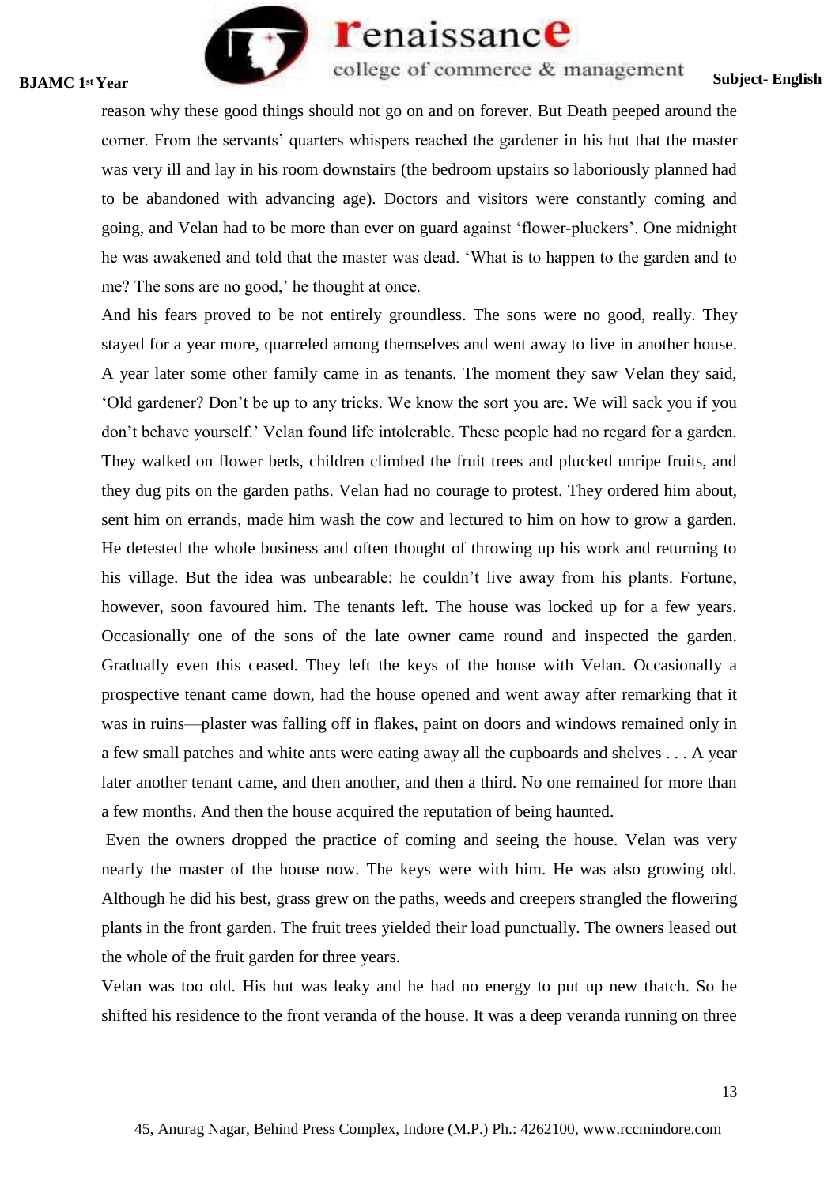reason why these good things should not go on and on forever. But Death peeped around the corner. From the servants' quarters whispers reached the gardener in his hut that the master was very ill and lay in his room downstairs (the bedroom upstairs so laboriously planned had to be abandoned with advancing age). Doctors and visitors were constantly coming and going, and Velan had to be more than ever on guard against 'flower-pluckers'. One midnight he was awakened and told that the master was dead. 'What is to happen to the garden and to me? The sons are no good,' he thought at once.

And his fears proved to be not entirely groundless. The sons were no good, really. They stayed for a year more, quarreled among themselves and went away to live in another house. A year later some other family came in as tenants. The moment they saw Velan they said, 'Old gardener? Don't be up to any tricks. We know the sort you are. We will sack you if you don't behave yourself.' Velan found life intolerable. These people had no regard for a garden. They walked on flower beds, children climbed the fruit trees and plucked unripe fruits, and they dug pits on the garden paths. Velan had no courage to protest. They ordered him about, sent him on errands, made him wash the cow and lectured to him on how to grow a garden. He detested the whole business and often thought of throwing up his work and returning to his village. But the idea was unbearable: he couldn't live away from his plants. Fortune, however, soon favoured him. The tenants left. The house was locked up for a few years. Occasionally one of the sons of the late owner came round and inspected the garden. Gradually even this ceased. They left the keys of the house with Velan. Occasionally a prospective tenant came down, had the house opened and went away after remarking that it was in ruins—plaster was falling off in flakes, paint on doors and windows remained only in a few small patches and white ants were eating away all the cupboards and shelves . . . A year later another tenant came, and then another, and then a third. No one remained for more than a few months. And then the house acquired the reputation of being haunted.

Even the owners dropped the practice of coming and seeing the house. Velan was very nearly the master of the house now. The keys were with him. He was also growing old. Although he did his best, grass grew on the paths, weeds and creepers strangled the flowering plants in the front garden. The fruit trees yielded their load punctually. The owners leased out the whole of the fruit garden for three years.

Velan was too old. His hut was leaky and he had no energy to put up new thatch. So he shifted his residence to the front veranda of the house. It was a deep veranda running on three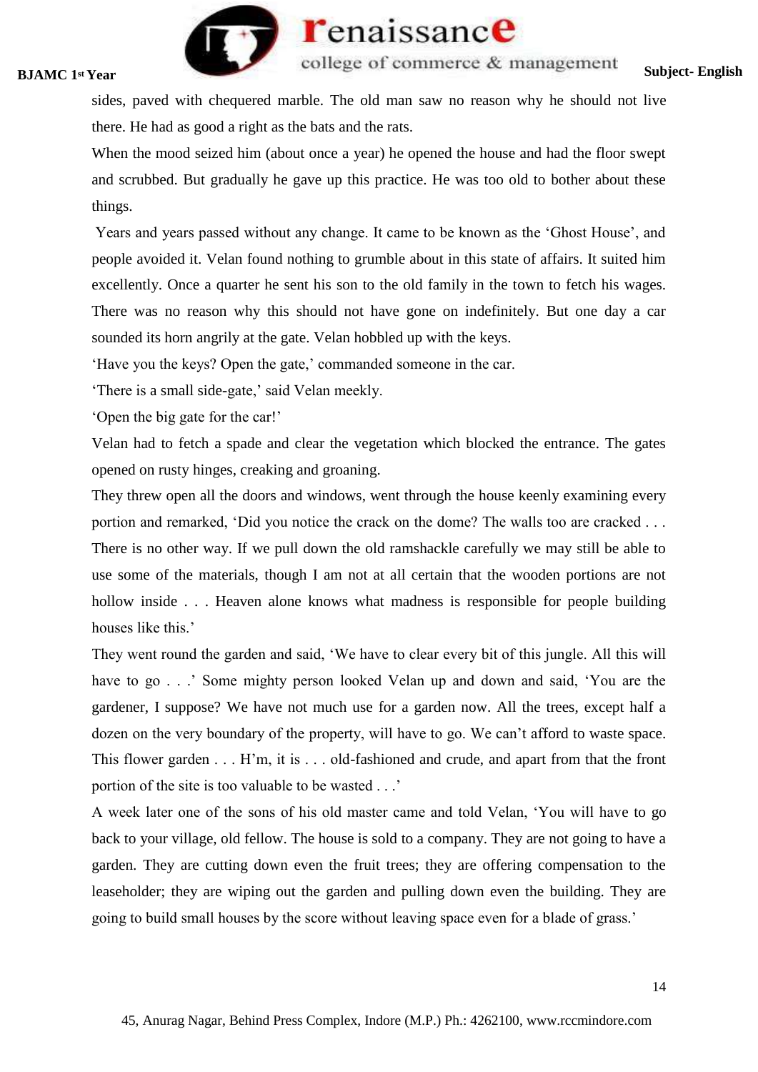sides, paved with chequered marble. The old man saw no reason why he should not live there. He had as good a right as the bats and the rats.

When the mood seized him (about once a year) he opened the house and had the floor swept and scrubbed. But gradually he gave up this practice. He was too old to bother about these things.

Years and years passed without any change. It came to be known as the 'Ghost House', and people avoided it. Velan found nothing to grumble about in this state of affairs. It suited him excellently. Once a quarter he sent his son to the old family in the town to fetch his wages. There was no reason why this should not have gone on indefinitely. But one day a car sounded its horn angrily at the gate. Velan hobbled up with the keys.

'Have you the keys? Open the gate,' commanded someone in the car.

'There is a small side-gate,' said Velan meekly.

'Open the big gate for the car!'

Velan had to fetch a spade and clear the vegetation which blocked the entrance. The gates opened on rusty hinges, creaking and groaning.

They threw open all the doors and windows, went through the house keenly examining every portion and remarked, 'Did you notice the crack on the dome? The walls too are cracked . . . There is no other way. If we pull down the old ramshackle carefully we may still be able to use some of the materials, though I am not at all certain that the wooden portions are not hollow inside . . . Heaven alone knows what madness is responsible for people building houses like this.'

They went round the garden and said, 'We have to clear every bit of this jungle. All this will have to go . . .' Some mighty person looked Velan up and down and said, 'You are the gardener, I suppose? We have not much use for a garden now. All the trees, except half a dozen on the very boundary of the property, will have to go. We can't afford to waste space. This flower garden . . . H'm, it is . . . old-fashioned and crude, and apart from that the front portion of the site is too valuable to be wasted . . .'

A week later one of the sons of his old master came and told Velan, 'You will have to go back to your village, old fellow. The house is sold to a company. They are not going to have a garden. They are cutting down even the fruit trees; they are offering compensation to the leaseholder; they are wiping out the garden and pulling down even the building. They are going to build small houses by the score without leaving space even for a blade of grass.'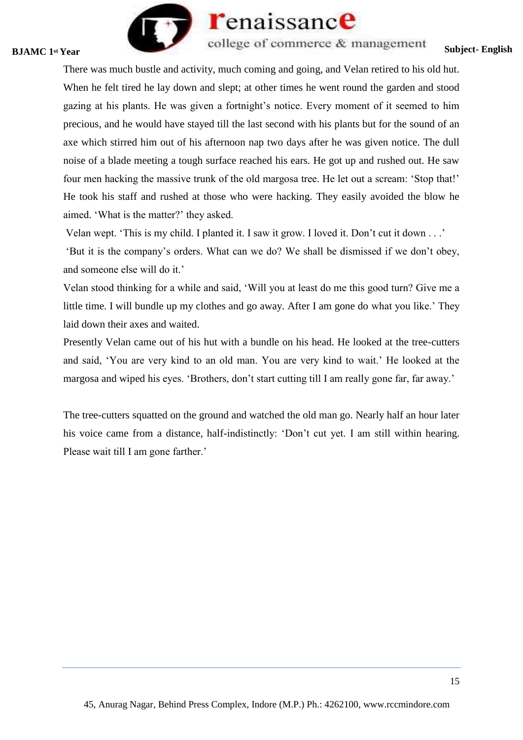There was much bustle and activity, much coming and going, and Velan retired to his old hut. When he felt tired he lay down and slept; at other times he went round the garden and stood gazing at his plants. He was given a fortnight's notice. Every moment of it seemed to him precious, and he would have stayed till the last second with his plants but for the sound of an axe which stirred him out of his afternoon nap two days after he was given notice. The dull noise of a blade meeting a tough surface reached his ears. He got up and rushed out. He saw four men hacking the massive trunk of the old margosa tree. He let out a scream: 'Stop that!' He took his staff and rushed at those who were hacking. They easily avoided the blow he aimed. 'What is the matter?' they asked.

Velan wept. 'This is my child. I planted it. I saw it grow. I loved it. Don't cut it down . . .'

'But it is the company's orders. What can we do? We shall be dismissed if we don't obey, and someone else will do it.'

Velan stood thinking for a while and said, 'Will you at least do me this good turn? Give me a little time. I will bundle up my clothes and go away. After I am gone do what you like.' They laid down their axes and waited.

Presently Velan came out of his hut with a bundle on his head. He looked at the tree-cutters and said, 'You are very kind to an old man. You are very kind to wait.' He looked at the margosa and wiped his eyes. 'Brothers, don't start cutting till I am really gone far, far away.'

The tree-cutters squatted on the ground and watched the old man go. Nearly half an hour later his voice came from a distance, half-indistinctly: 'Don't cut yet. I am still within hearing. Please wait till I am gone farther.'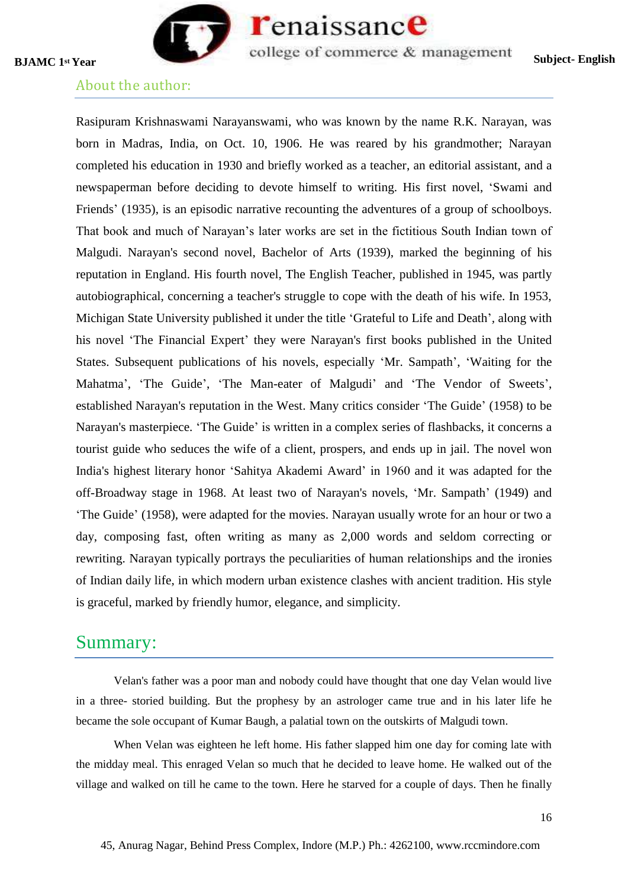## About the author:

Rasipuram Krishnaswami Narayanswami, who was known by the name R.K. Narayan, was born in Madras, India, on Oct. 10, 1906. He was reared by his grandmother; Narayan completed his education in 1930 and briefly worked as a teacher, an editorial assistant, and a newspaperman before deciding to devote himself to writing. His first novel, 'Swami and Friends' (1935), is an episodic narrative recounting the adventures of a group of schoolboys. That book and much of Narayan's later works are set in the fictitious South Indian town of Malgudi. Narayan's second novel, Bachelor of Arts (1939), marked the beginning of his reputation in England. His fourth novel, The English Teacher, published in 1945, was partly autobiographical, concerning a teacher's struggle to cope with the death of his wife. In 1953, Michigan State University published it under the title 'Grateful to Life and Death', along with his novel 'The Financial Expert' they were Narayan's first books published in the United States. Subsequent publications of his novels, especially 'Mr. Sampath', 'Waiting for the Mahatma', 'The Guide', 'The Man-eater of Malgudi' and 'The Vendor of Sweets', established Narayan's reputation in the West. Many critics consider 'The Guide' (1958) to be Narayan's masterpiece. 'The Guide' is written in a complex series of flashbacks, it concerns a tourist guide who seduces the wife of a client, prospers, and ends up in jail. The novel won India's highest literary honor 'Sahitya Akademi Award' in 1960 and it was adapted for the off-Broadway stage in 1968. At least two of Narayan's novels, 'Mr. Sampath' (1949) and 'The Guide' (1958), were adapted for the movies. Narayan usually wrote for an hour or two a day, composing fast, often writing as many as 2,000 words and seldom correcting or rewriting. Narayan typically portrays the peculiarities of human relationships and the ironies of Indian daily life, in which modern urban existence clashes with ancient tradition. His style is graceful, marked by friendly humor, elegance, and simplicity.

## Summary:

Velan's father was a poor man and nobody could have thought that one day Velan would live in a three- storied building. But the prophesy by an astrologer came true and in his later life he became the sole occupant of Kumar Baugh, a palatial town on the outskirts of Malgudi town.

When Velan was eighteen he left home. His father slapped him one day for coming late with the midday meal. This enraged Velan so much that he decided to leave home. He walked out of the village and walked on till he came to the town. Here he starved for a couple of days. Then he finally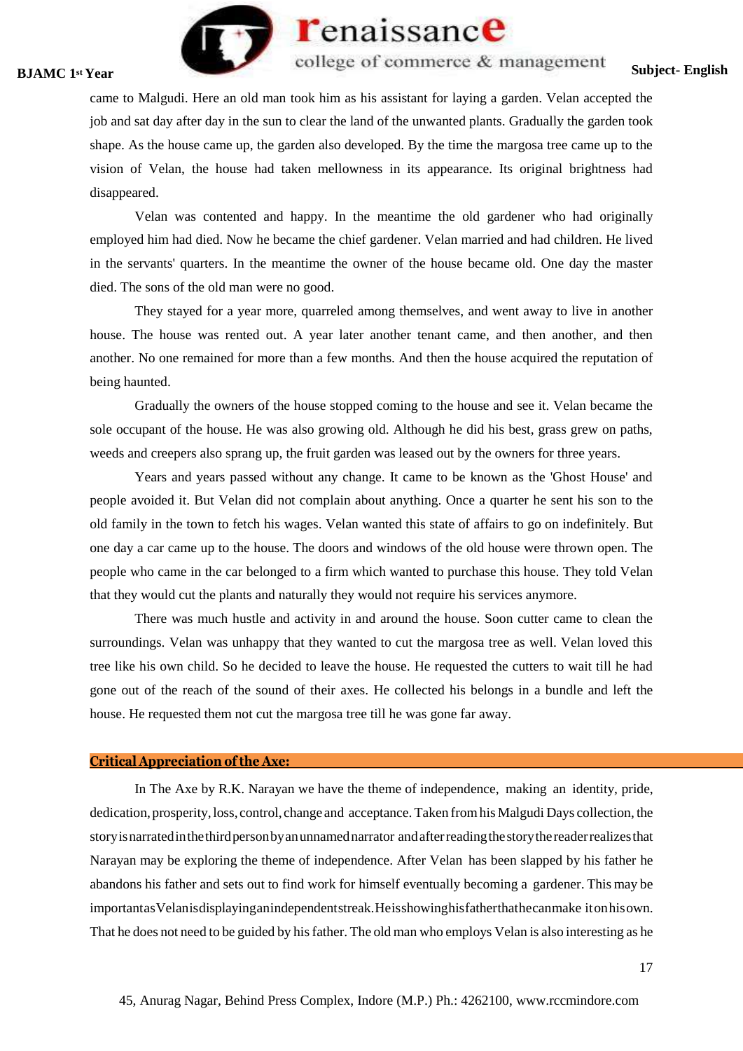came to Malgudi. Here an old man took him as his assistant for laying a garden. Velan accepted the job and sat day after day in the sun to clear the land of the unwanted plants. Gradually the garden took shape. As the house came up, the garden also developed. By the time the margosa tree came up to the vision of Velan, the house had taken mellowness in its appearance. Its original brightness had disappeared.

Velan was contented and happy. In the meantime the old gardener who had originally employed him had died. Now he became the chief gardener. Velan married and had children. He lived in the servants' quarters. In the meantime the owner of the house became old. One day the master died. The sons of the old man were no good.

They stayed for a year more, quarreled among themselves, and went away to live in another house. The house was rented out. A year later another tenant came, and then another, and then another. No one remained for more than a few months. And then the house acquired the reputation of being haunted.

Gradually the owners of the house stopped coming to the house and see it. Velan became the sole occupant of the house. He was also growing old. Although he did his best, grass grew on paths, weeds and creepers also sprang up, the fruit garden was leased out by the owners for three years.

Years and years passed without any change. It came to be known as the 'Ghost House' and people avoided it. But Velan did not complain about anything. Once a quarter he sent his son to the old family in the town to fetch his wages. Velan wanted this state of affairs to go on indefinitely. But one day a car came up to the house. The doors and windows of the old house were thrown open. The people who came in the car belonged to a firm which wanted to purchase this house. They told Velan that they would cut the plants and naturally they would not require his services anymore.

There was much hustle and activity in and around the house. Soon cutter came to clean the surroundings. Velan was unhappy that they wanted to cut the margosa tree as well. Velan loved this tree like his own child. So he decided to leave the house. He requested the cutters to wait till he had gone out of the reach of the sound of their axes. He collected his belongs in a bundle and left the house. He requested them not cut the margosa tree till he was gone far away.

## Critical Appreciation of the Axe:

In The Axe by R.K. Narayan we have the theme of independence, making an identity, pride, dedication, prosperity, loss, control, change and acceptance. Taken from his Malgudi Days collection, the story is narrated in the third person by an unnamed narrator and after reading the story the reader realizes that Narayan may be exploring the theme of independence. After Velan has been slapped by his father he abandons his father and sets out to find work for himself eventually becoming a gardener. This may be important as Velan is displaying an independent streak. He is showing his father that he can make it on his own. That he does not need to be guided by his father. The old man who employs Velan is also interesting as he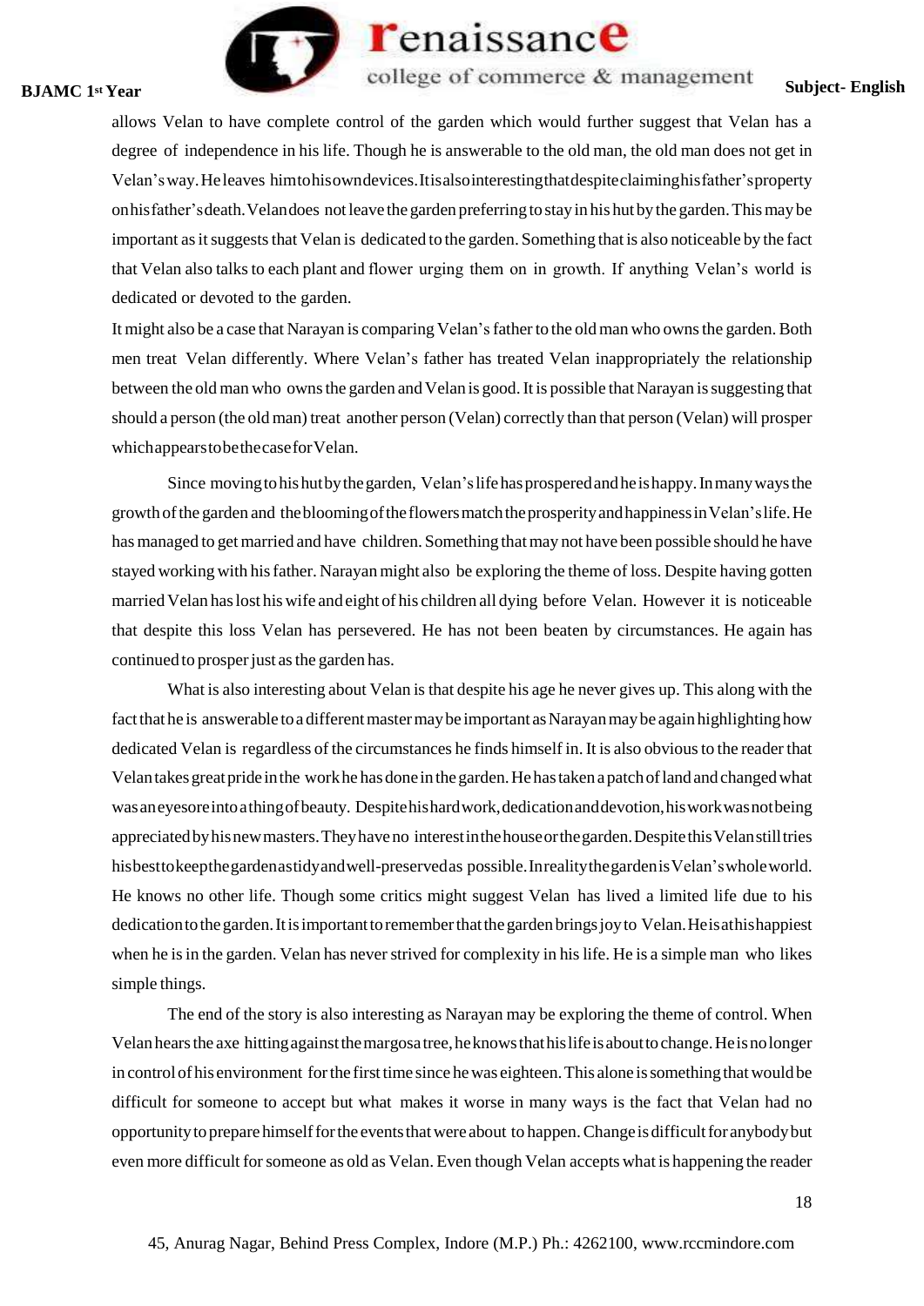allows Velan to have complete control of the garden which would further suggest that Velan has a degree of independence in his life. Though he is answerable to the old man, the old man does not get in Velan's way. He leaves him to his own devices. It is also interesting that despite claiming his father's property on his father's death. Velan does not leave the garden preferring to stay in his hut by the garden. This may be important as it suggests that Velan is dedicated to the garden. Something that is also noticeable by the fact that Velan also talks to each plant and flower urging them on in growth. If anything Velan's world is dedicated or devoted to the garden.

It might also be a case that Narayan is comparing Velan's father to the old man who owns the garden. Both men treat Velan differently. Where Velan's father has treated Velan inappropriately the relationship between the old man who owns the garden and Velan is good. It is possible that Narayan is suggesting that should a person (the old man) treat another person (Velan) correctly than that person (Velan) will prosper which appears to be the case for Velan.

Since moving to his hut by the garden, Velan's life has prospered and he is happy. In many ways the growth of the garden and the blooming of the flowers match the prosperity and happiness in Velan's life. He has managed to get married and have children. Something that may not have been possible should he have stayed working with his father. Narayan might also be exploring the theme of loss. Despite having gotten married Velan has lost his wife and eight of his children all dying before Velan. However it is noticeable that despite this loss Velan has persevered. He has not been beaten by circumstances. He again has continued to prosper just as the garden has.

What is also interesting about Velan is that despite his age he never gives up. This along with the fact that he is answerable to a different master may be important as Narayan may be again highlighting how dedicated Velan is regardless of the circumstances he finds himself in. It is also obvious to the reader that Velan takes great pride in the work he has done in the garden. He has taken a patch of land and changed what was an eyesore into a thing of beauty. Despite his hard work, dedication and devotion, his work was not being appreciated by his new masters. They have no interest in the house or the garden. Despite this Velan still tries his best to keep the garden as tidy and well-preserved as possible. In reality the garden is Velan's whole world. He knows no other life. Though some critics might suggest Velan has lived a limited life due to his dedication to the garden. It is important to remember that the garden brings joy to Velan. He is at his happiest when he is in the garden. Velan has never strived for complexity in his life. He is a simple man who likes simple things.

The end of the story is also interesting as Narayan may be exploring the theme of control. When Velan hears the axe hitting against the margosa tree, he knows that his life is about to change. He is no longer in control of his environment for the first time since he was eighteen. This alone is something that would be difficult for someone to accept but what makes it worse in many ways is the fact that Velan had no opportunity to prepare himself for the events that were about to happen. Change is difficult for anybody but even more difficult for someone as old as Velan. Even though Velan accepts what is happening the reader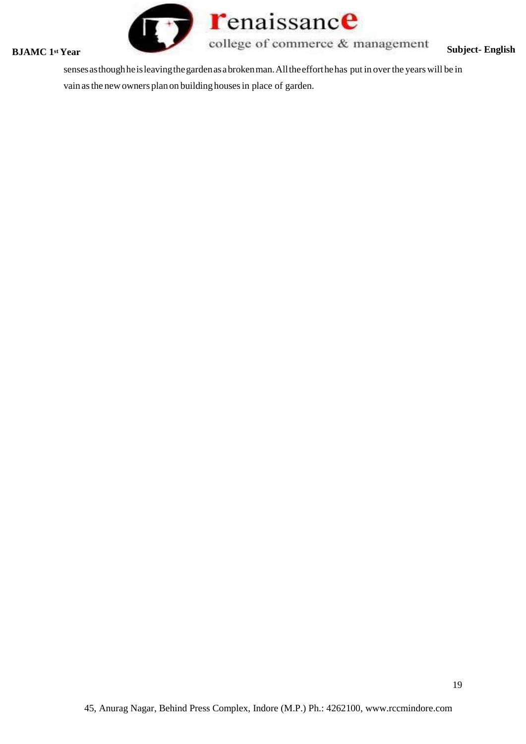senses as though he is leaving the garden as a broken man. All the effort he has put in over the years will be in vain as the new owners plan on building houses in place of garden.